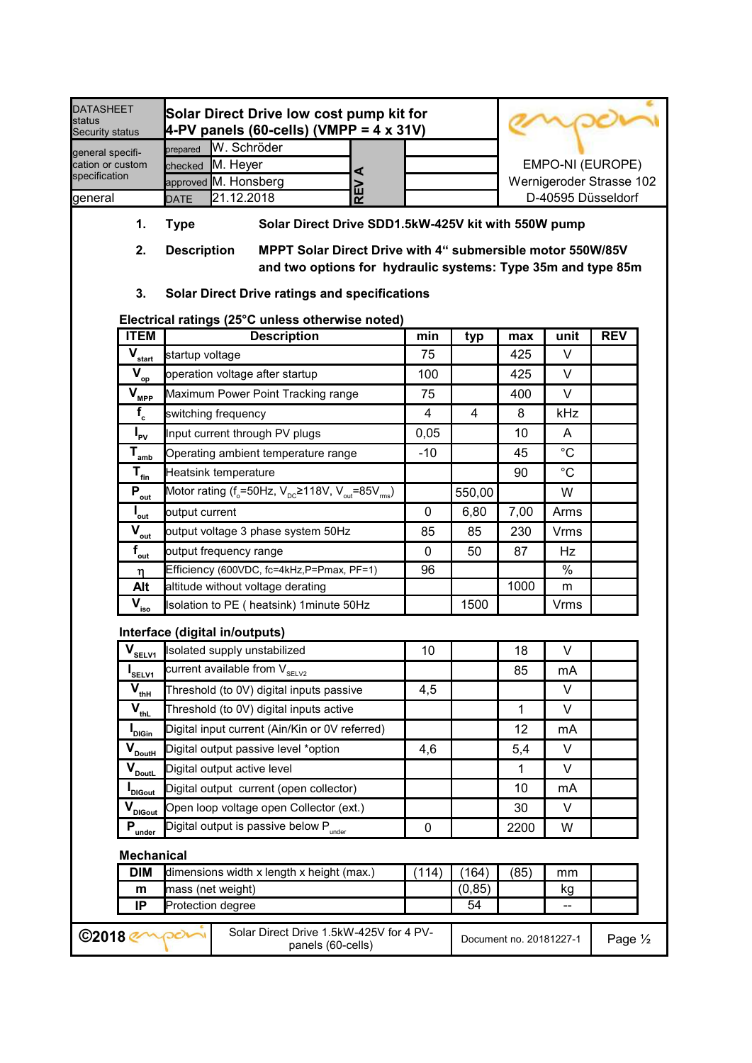| DATASHEET status Security status | Solar Direct Drive low cost pump kit for 4-PV panels (60-cells) (VMPP = 4 x 31V) | | | | EMPO-NI (EUROPE) Wernigeroder Strasse 102 D-40595 Düsseldorf |
|---|---|---|---|---|---|
| general specification or custom specification | prepared | W. Schröder | REV A | | |
| | checked | M. Heyer | | | |
| | approved | M. Honsberg | | | |
| general | DATE | 21.12.2018 | | | |

1. **Type** **Solar Direct Drive SDD1.5kW-425V kit with 550W pump**

2. **Description** **MPPT Solar Direct Drive with 4“ submersible motor 550W/85V and two options for hydraulic systems: Type 35m and type 85m**

3. **Solar Direct Drive ratings and specifications**

**Electrical ratings (25°C unless otherwise noted)**

| ITEM | Description | min | typ | max | unit | REV |
|---|---|---|---|---|---|---|
| $V_{start}$ | startup voltage | 75 | | 425 | V | |
| $V_{op}$ | operation voltage after startup | 100 | | 425 | V | |
| $V_{MPP}$ | Maximum Power Point Tracking range | 75 | | 400 | V | |
| $f_c$ | switching frequency | 4 | 4 | 8 | kHz | |
| $I_{PV}$ | Input current through PV plugs | 0,05 | | 10 | A | |
| $T_{amb}$ | Operating ambient temperature range | -10 | | 45 | °C | |
| $T_{fin}$ | Heatsink temperature | | | 90 | °C | |
| $P_{out}$ | Motor rating ($f_o$=50Hz, $V_{DC}$≥118V, $V_{out}$=85$V_{rms}$) | | 550,00 | | W | |
| $I_{out}$ | output current | 0 | 6,80 | 7,00 | Arms | |
| $V_{out}$ | output voltage 3 phase system 50Hz | 85 | 85 | 230 | Vrms | |
| $f_{out}$ | output frequency range | 0 | 50 | 87 | Hz | |
| $\eta$ | Efficiency (600VDC, fc=4kHz,P=Pmax, PF=1) | 96 | | | % | |
| Alt | altitude without voltage derating | | | 1000 | m | |
| $V_{iso}$ | Isolation to PE ( heatsink) 1minute 50Hz | | 1500 | | Vrms | |

**Interface (digital in/outputs)**

| ITEM | Description | min | typ | max | unit | REV |
|---|---|---|---|---|---|---|
| $V_{SELV1}$ | Isolated supply unstabilized | 10 | | 18 | V | |
| $I_{SELV1}$ | current available from $V_{SELV2}$ | | | 85 | mA | |
| $V_{thH}$ | Threshold (to 0V) digital inputs passive | 4,5 | | | V | |
| $V_{thL}$ | Threshold (to 0V) digital inputs active | | | 1 | V | |
| $I_{DIGin}$ | Digital input current (Ain/Kin or 0V referred) | | | 12 | mA | |
| $V_{DoutH}$ | Digital output passive level *option | 4,6 | | 5,4 | V | |
| $V_{DoutL}$ | Digital output active level | | | 1 | V | |
| $I_{DIGout}$ | Digital output current (open collector) | | | 10 | mA | |
| $V_{DIGout}$ | Open loop voltage open Collector (ext.) | | | 30 | V | |
| $P_{under}$ | Digital output is passive below $P_{under}$ | 0 | | 2200 | W | |

**Mechanical**

| ITEM | Description | min | typ | max | unit | REV |
|---|---|---|---|---|---|---|
| DIM | dimensions width x length x height (max.) | (114) | (164) | (85) | mm | |
| m | mass (net weight) | | (0,85) | | kg | |
| IP | Protection degree | | 54 | | -- | |

©2018 empo-ni | Solar Direct Drive 1.5kW-425V for 4 PV-panels (60-cells) | Document no. 20181227-1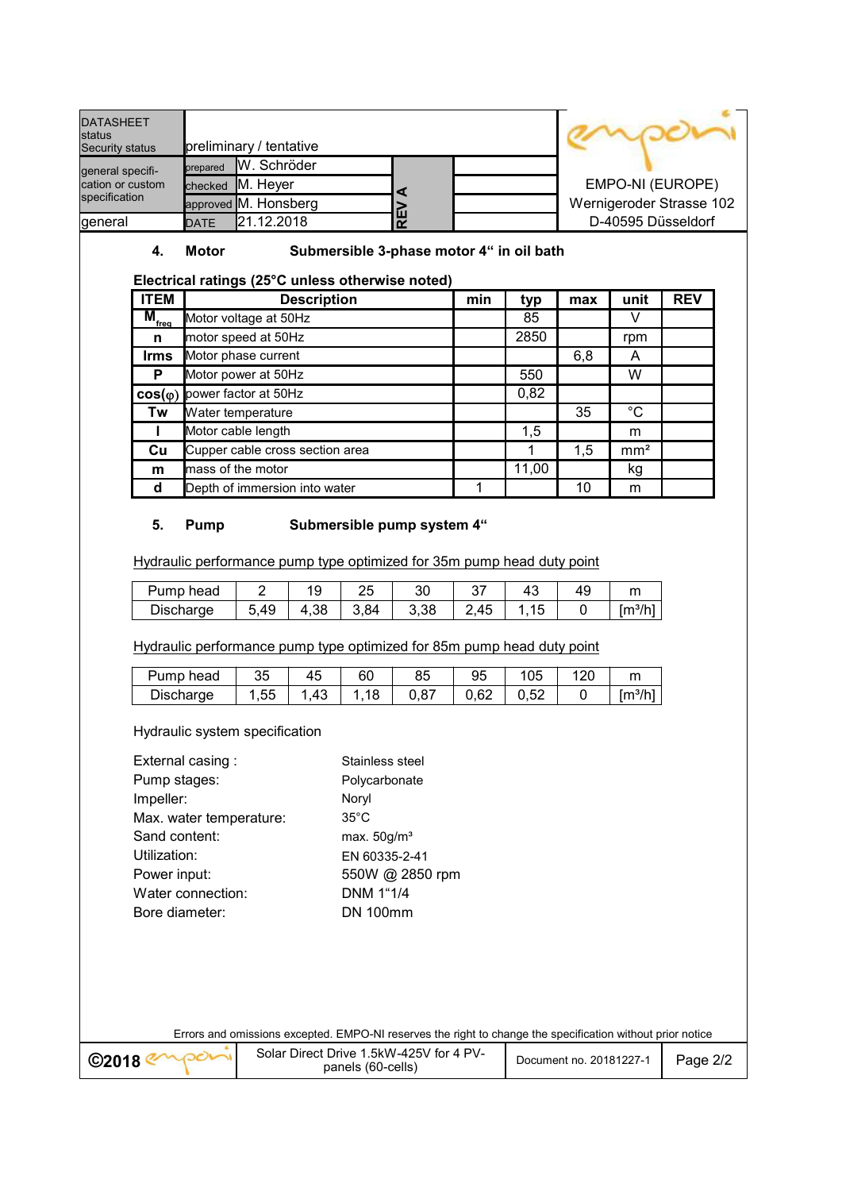| DATASHEET status Security status | preliminary / tentative | | | |
|---|---|---|---|---|
| general specification or custom specification | prepared | W. Schröder | REV A | |
| | checked | M. Heyer | | |
| | approved | M. Honsberg | | |
| general | DATE | 21.12.2018 | | |

EMPO-NI (EUROPE)
Wernigeroder Strasse 102
D-40595 Düsseldorf

## 4. Motor — Submersible 3-phase motor 4“ in oil bath

**Electrical ratings (25°C unless otherwise noted)**

| ITEM | Description | min | typ | max | unit | REV |
|---|---|---|---|---|---|---|
| $M_{freq}$ | Motor voltage at 50Hz | | 85 | | V | |
| n | motor speed at 50Hz | | 2850 | | rpm | |
| Irms | Motor phase current | | | 6,8 | A | |
| P | Motor power at 50Hz | | 550 | | W | |
| cos(φ) | power factor at 50Hz | | 0,82 | | | |
| Tw | Water temperature | | | 35 | °C | |
| l | Motor cable length | | 1,5 | | m | |
| Cu | Cupper cable cross section area | | 1 | 1,5 | mm² | |
| m | mass of the motor | | 11,00 | | kg | |
| d | Depth of immersion into water | 1 | | 10 | m | |

## 5. Pump — Submersible pump system 4“

Hydraulic performance pump type optimized for 35m pump head duty point

| | | | | | | | | |
|---|---|---|---|---|---|---|---|---|
| Pump head | 2 | 19 | 25 | 30 | 37 | 43 | 49 | m |
| Discharge | 5,49 | 4,38 | 3,84 | 3,38 | 2,45 | 1,15 | 0 | [m³/h] |

Hydraulic performance pump type optimized for 85m pump head duty point

| | | | | | | | | |
|---|---|---|---|---|---|---|---|---|
| Pump head | 35 | 45 | 60 | 85 | 95 | 105 | 120 | m |
| Discharge | 1,55 | 1,43 | 1,18 | 0,87 | 0,62 | 0,52 | 0 | [m³/h] |

Hydraulic system specification

| | |
|---|---|
| External casing : | Stainless steel |
| Pump stages: | Polycarbonate |
| Impeller: | Noryl |
| Max. water temperature: | 35°C |
| Sand content: | max. 50g/m³ |
| Utilization: | EN 60335-2-41 |
| Power input: | 550W @ 2850 rpm |
| Water connection: | DNM 1“1/4 |
| Bore diameter: | DN 100mm |

Errors and omissions excepted. EMPO-NI reserves the right to change the specification without prior notice

| | | |
|---|---|---|
| ©2018 | Solar Direct Drive 1.5kW-425V for 4 PV-panels (60-cells) | Document no. 20181227-1 |